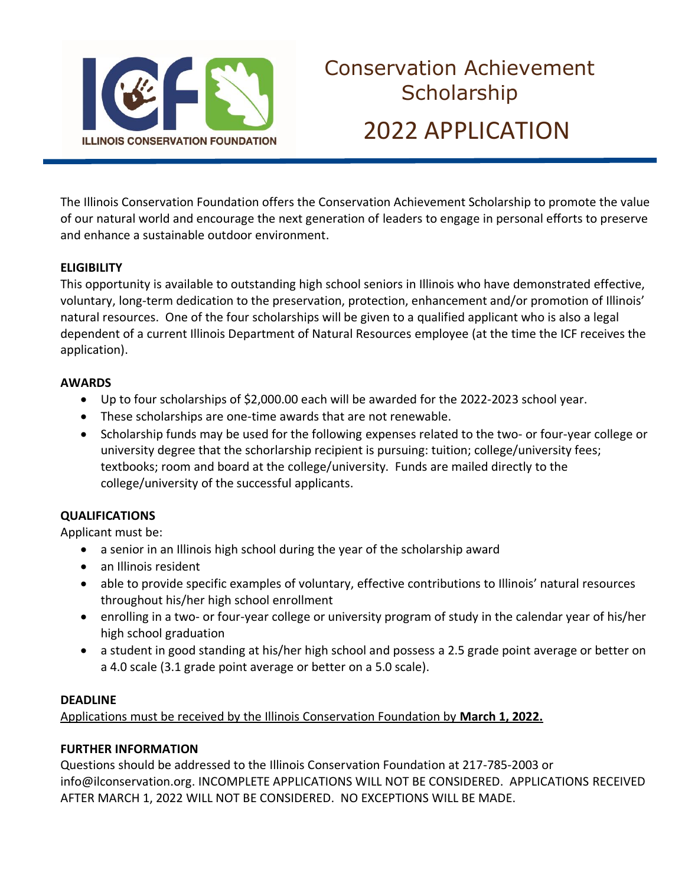ILLINOIS CONSERVATION FOUNDATION

# Conservation Achievement Scholarship

# 2022 APPLICATION

The Illinois Conservation Foundation offers the Conservation Achievement Scholarship to promote the value of our natural world and encourage the next generation of leaders to engage in personal efforts to preserve and enhance a sustainable outdoor environment.

**ELIGIBILITY**

This opportunity is available to outstanding high school seniors in Illinois who have demonstrated effective, voluntary, long-term dedication to the preservation, protection, enhancement and/or promotion of Illinois' natural resources. One of the four scholarships will be given to a qualified applicant who is also a legal dependent of a current Illinois Department of Natural Resources employee (at the time the ICF receives the application).

**AWARDS**

- Up to four scholarships of $2,000.00 each will be awarded for the 2022-2023 school year.
- These scholarships are one-time awards that are not renewable.
- Scholarship funds may be used for the following expenses related to the two- or four-year college or university degree that the schorlarship recipient is pursuing: tuition; college/university fees; textbooks; room and board at the college/university. Funds are mailed directly to the college/university of the successful applicants.

**QUALIFICATIONS**

Applicant must be:

- a senior in an Illinois high school during the year of the scholarship award
- an Illinois resident
- able to provide specific examples of voluntary, effective contributions to Illinois' natural resources throughout his/her high school enrollment
- enrolling in a two- or four-year college or university program of study in the calendar year of his/her high school graduation
- a student in good standing at his/her high school and possess a 2.5 grade point average or better on a 4.0 scale (3.1 grade point average or better on a 5.0 scale).

**DEADLINE**

Applications must be received by the Illinois Conservation Foundation by **March 1, 2022.**

**FURTHER INFORMATION**

Questions should be addressed to the Illinois Conservation Foundation at 217-785-2003 or info@ilconservation.org. INCOMPLETE APPLICATIONS WILL NOT BE CONSIDERED. APPLICATIONS RECEIVED AFTER MARCH 1, 2022 WILL NOT BE CONSIDERED. NO EXCEPTIONS WILL BE MADE.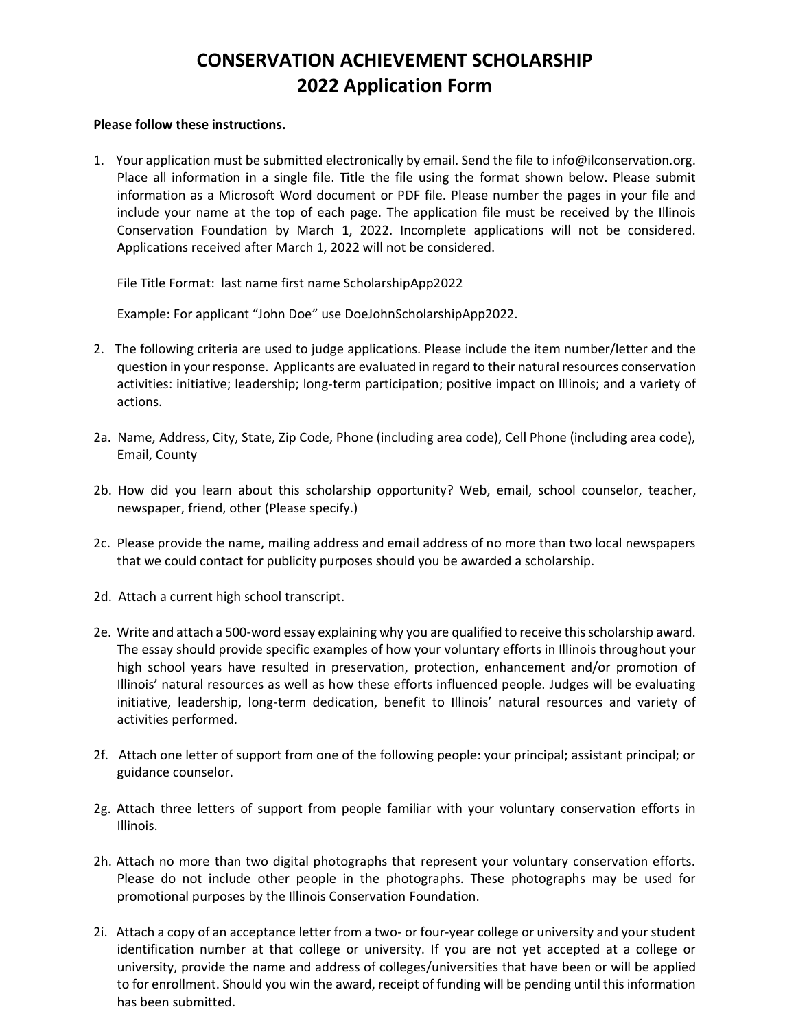# CONSERVATION ACHIEVEMENT SCHOLARSHIP
# 2022 Application Form

**Please follow these instructions.**

1. Your application must be submitted electronically by email. Send the file to info@ilconservation.org. Place all information in a single file. Title the file using the format shown below. Please submit information as a Microsoft Word document or PDF file. Please number the pages in your file and include your name at the top of each page. The application file must be received by the Illinois Conservation Foundation by March 1, 2022. Incomplete applications will not be considered. Applications received after March 1, 2022 will not be considered.

   File Title Format: last name first name ScholarshipApp2022

   Example: For applicant "John Doe" use DoeJohnScholarshipApp2022.

2. The following criteria are used to judge applications. Please include the item number/letter and the question in your response. Applicants are evaluated in regard to their natural resources conservation activities: initiative; leadership; long-term participation; positive impact on Illinois; and a variety of actions.

2a. Name, Address, City, State, Zip Code, Phone (including area code), Cell Phone (including area code), Email, County

2b. How did you learn about this scholarship opportunity? Web, email, school counselor, teacher, newspaper, friend, other (Please specify.)

2c. Please provide the name, mailing address and email address of no more than two local newspapers that we could contact for publicity purposes should you be awarded a scholarship.

2d. Attach a current high school transcript.

2e. Write and attach a 500-word essay explaining why you are qualified to receive this scholarship award. The essay should provide specific examples of how your voluntary efforts in Illinois throughout your high school years have resulted in preservation, protection, enhancement and/or promotion of Illinois' natural resources as well as how these efforts influenced people. Judges will be evaluating initiative, leadership, long-term dedication, benefit to Illinois' natural resources and variety of activities performed.

2f. Attach one letter of support from one of the following people: your principal; assistant principal; or guidance counselor.

2g. Attach three letters of support from people familiar with your voluntary conservation efforts in Illinois.

2h. Attach no more than two digital photographs that represent your voluntary conservation efforts. Please do not include other people in the photographs. These photographs may be used for promotional purposes by the Illinois Conservation Foundation.

2i. Attach a copy of an acceptance letter from a two- or four-year college or university and your student identification number at that college or university. If you are not yet accepted at a college or university, provide the name and address of colleges/universities that have been or will be applied to for enrollment. Should you win the award, receipt of funding will be pending until this information has been submitted.